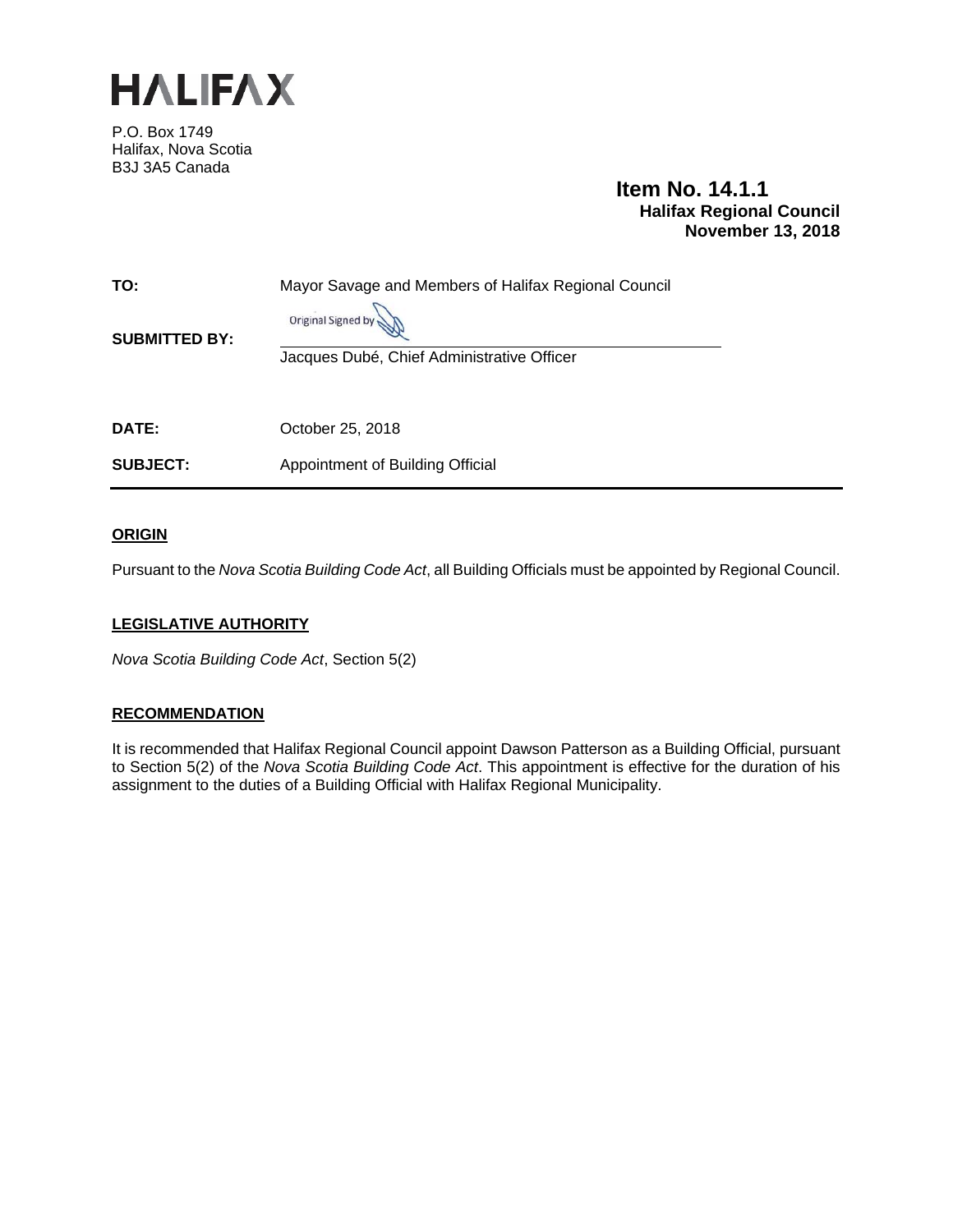# HALIFAX

P.O. Box 1749
Halifax, Nova Scotia
B3J 3A5 Canada

**Item No. 14.1.1**
**Halifax Regional Council**
**November 13, 2018**

**TO:** Mayor Savage and Members of Halifax Regional Council

**SUBMITTED BY:** Original Signed by

Jacques Dubé, Chief Administrative Officer

**DATE:** October 25, 2018

**SUBJECT:** Appointment of Building Official

## ORIGIN

Pursuant to the *Nova Scotia Building Code Act*, all Building Officials must be appointed by Regional Council.

## LEGISLATIVE AUTHORITY

*Nova Scotia Building Code Act*, Section 5(2)

## RECOMMENDATION

It is recommended that Halifax Regional Council appoint Dawson Patterson as a Building Official, pursuant to Section 5(2) of the *Nova Scotia Building Code Act*. This appointment is effective for the duration of his assignment to the duties of a Building Official with Halifax Regional Municipality.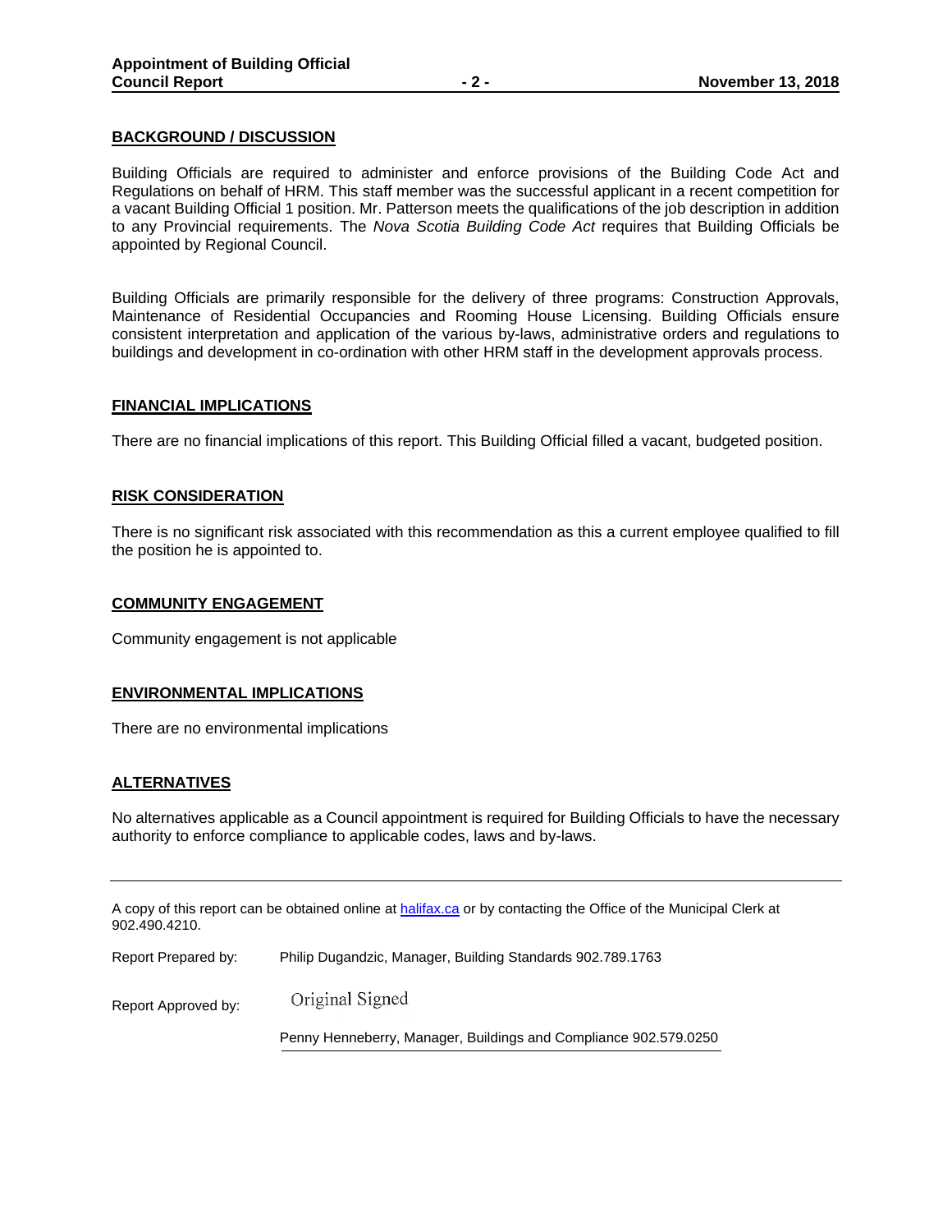## BACKGROUND / DISCUSSION

Building Officials are required to administer and enforce provisions of the Building Code Act and Regulations on behalf of HRM. This staff member was the successful applicant in a recent competition for a vacant Building Official 1 position. Mr. Patterson meets the qualifications of the job description in addition to any Provincial requirements. The *Nova Scotia Building Code Act* requires that Building Officials be appointed by Regional Council.

Building Officials are primarily responsible for the delivery of three programs: Construction Approvals, Maintenance of Residential Occupancies and Rooming House Licensing. Building Officials ensure consistent interpretation and application of the various by-laws, administrative orders and regulations to buildings and development in co-ordination with other HRM staff in the development approvals process.

## FINANCIAL IMPLICATIONS

There are no financial implications of this report. This Building Official filled a vacant, budgeted position.

## RISK CONSIDERATION

There is no significant risk associated with this recommendation as this a current employee qualified to fill the position he is appointed to.

## COMMUNITY ENGAGEMENT

Community engagement is not applicable

## ENVIRONMENTAL IMPLICATIONS

There are no environmental implications

## ALTERNATIVES

No alternatives applicable as a Council appointment is required for Building Officials to have the necessary authority to enforce compliance to applicable codes, laws and by-laws.

---

A copy of this report can be obtained online at [halifax.ca](halifax.ca) or by contacting the Office of the Municipal Clerk at 902.490.4210.

Report Prepared by: Philip Dugandzic, Manager, Building Standards 902.789.1763

Report Approved by: Original Signed

Penny Henneberry, Manager, Buildings and Compliance 902.579.0250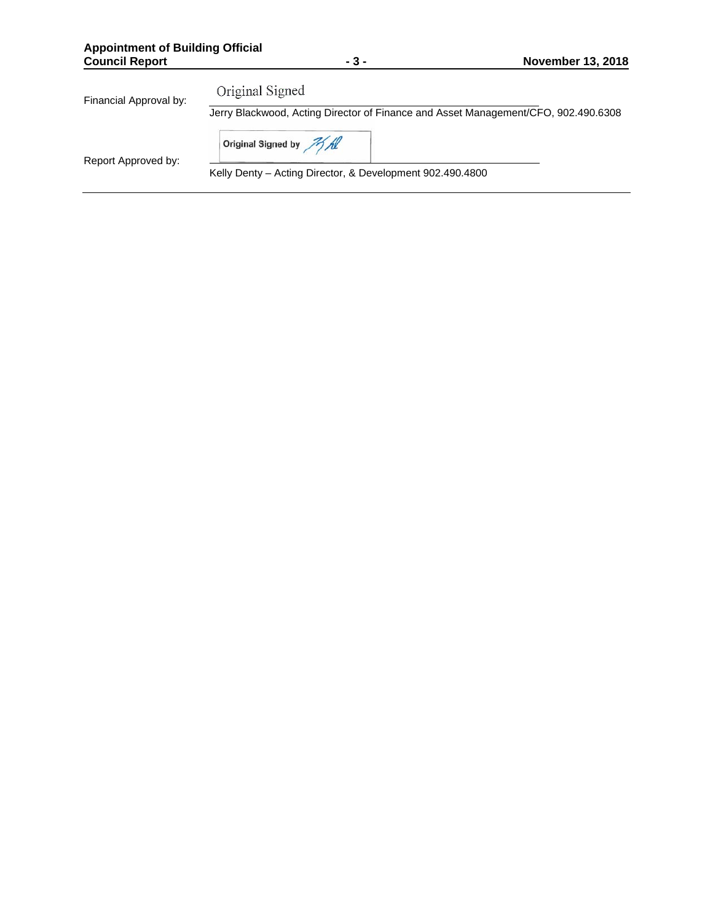Financial Approval by: Original Signed

Jerry Blackwood, Acting Director of Finance and Asset Management/CFO, 902.490.6308

Report Approved by: Original Signed by

Kelly Denty – Acting Director, & Development 902.490.4800